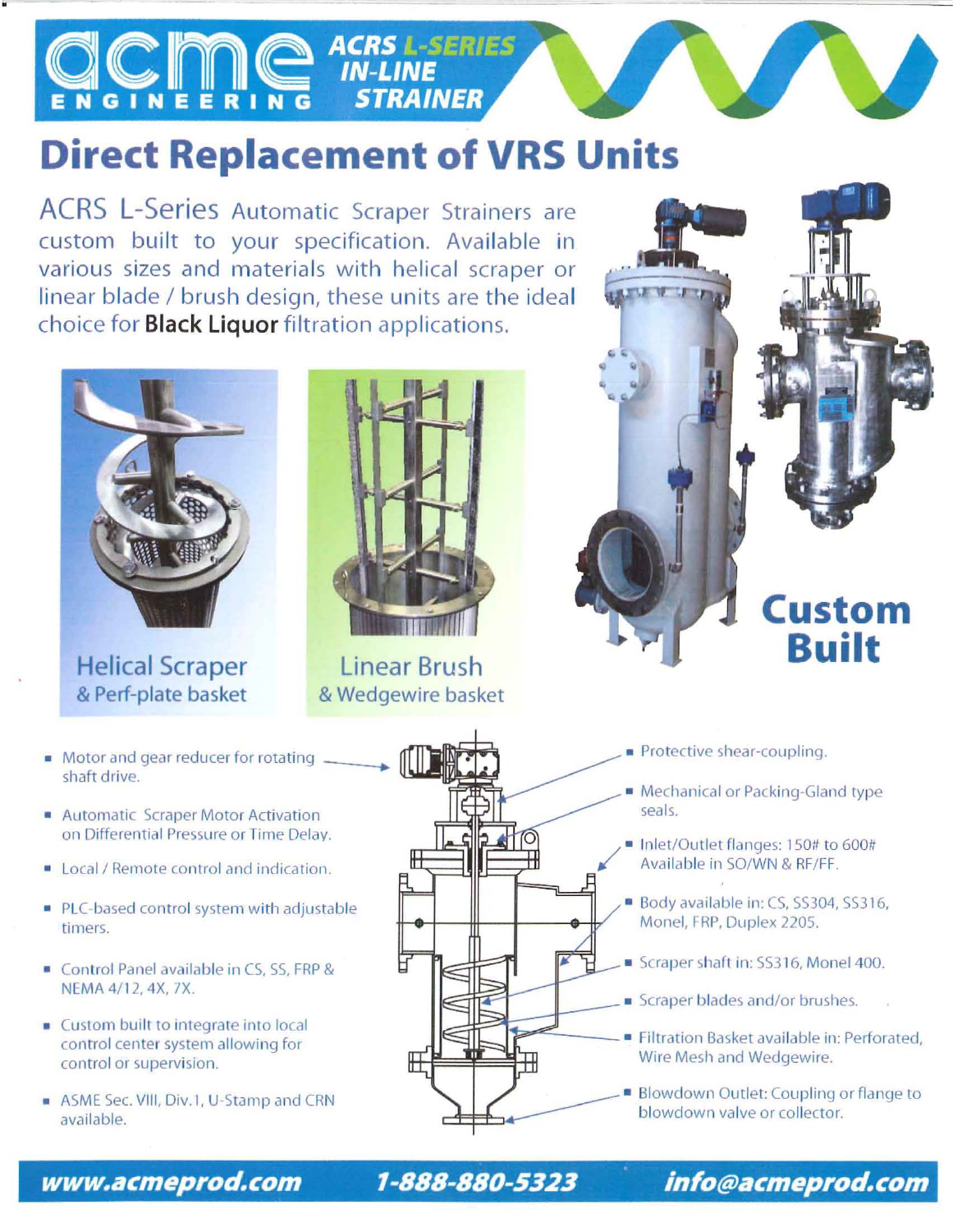# ACME ENGINEERING — ACRS L-SERIES IN-LINE STRAINER

# Direct Replacement of VRS Units

ACRS L-Series Automatic Scraper Strainers are custom built to your specification. Available in various sizes and materials with helical scraper or linear blade / brush design, these units are the ideal choice for **Black Liquor** filtration applications.

Helical Scraper
& Perf-plate basket

Linear Brush
& Wedgewire basket

**Custom Built**

- Motor and gear reducer for rotating shaft drive.
- Automatic Scraper Motor Activation on Differential Pressure or Time Delay.
- Local / Remote control and indication.
- PLC-based control system with adjustable timers.
- Control Panel available in CS, SS, FRP & NEMA 4/12, 4X, 7X.
- Custom built to integrate into local control center system allowing for control or supervision.
- ASME Sec. VIII, Div.1, U-Stamp and CRN available.

- Protective shear-coupling.
- Mechanical or Packing-Gland type seals.
- Inlet/Outlet flanges: 150# to 600# Available in SO/WN & RF/FF.
- Body available in: CS, SS304, SS316, Monel, FRP, Duplex 2205.
- Scraper shaft in: SS316, Monel 400.
- Scraper blades and/or brushes.
- Filtration Basket available in: Perforated, Wire Mesh and Wedgewire.
- Blowdown Outlet: Coupling or flange to blowdown valve or collector.

**www.acmeprod.com** **1-888-880-5323** **info@acmeprod.com**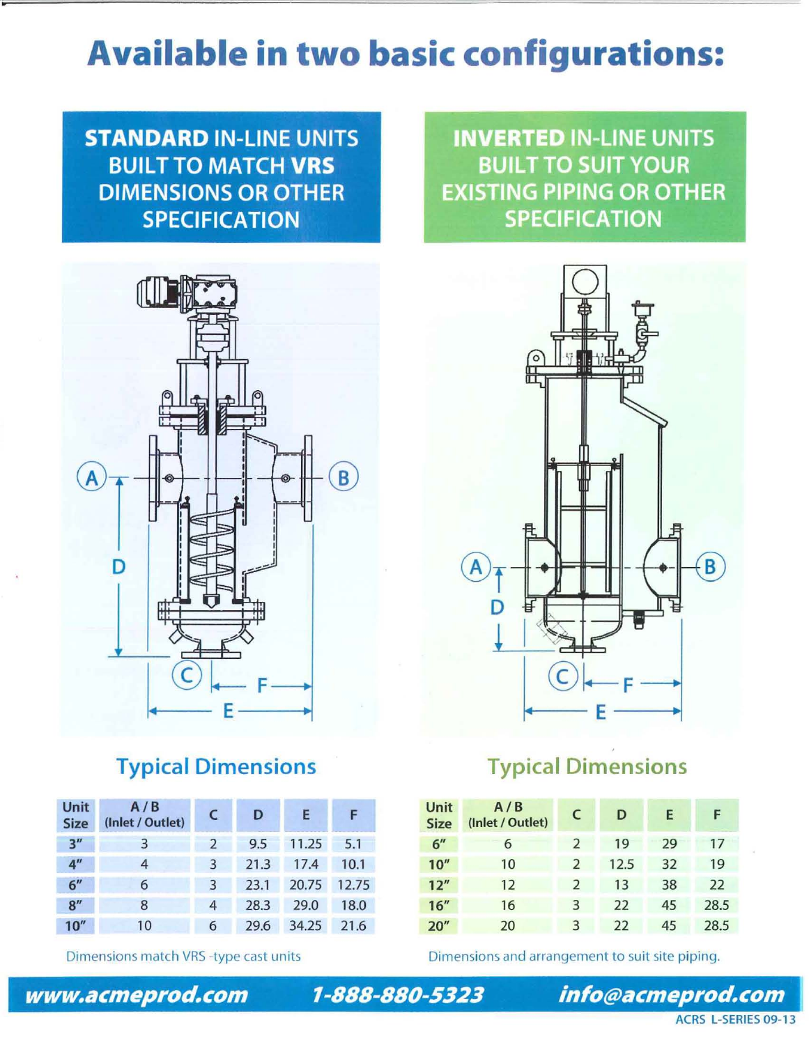# Available in two basic configurations:

## STANDARD IN-LINE UNITS BUILT TO MATCH VRS DIMENSIONS OR OTHER SPECIFICATION

A

B

D

C

F

E

### Typical Dimensions

| Unit Size | A / B (Inlet / Outlet) | C | D | E | F |
|---|---|---|---|---|---|
| 3" | 3 | 2 | 9.5 | 11.25 | 5.1 |
| 4" | 4 | 3 | 21.3 | 17.4 | 10.1 |
| 6" | 6 | 3 | 23.1 | 20.75 | 12.75 |
| 8" | 8 | 4 | 28.3 | 29.0 | 18.0 |
| 10" | 10 | 6 | 29.6 | 34.25 | 21.6 |

Dimensions match VRS -type cast units

## INVERTED IN-LINE UNITS BUILT TO SUIT YOUR EXISTING PIPING OR OTHER SPECIFICATION

A

B

D

C

F

E

### Typical Dimensions

| Unit Size | A / B (Inlet / Outlet) | C | D | E | F |
|---|---|---|---|---|---|
| 6" | 6 | 2 | 19 | 29 | 17 |
| 10" | 10 | 2 | 12.5 | 32 | 19 |
| 12" | 12 | 2 | 13 | 38 | 22 |
| 16" | 16 | 3 | 22 | 45 | 28.5 |
| 20" | 20 | 3 | 22 | 45 | 28.5 |

Dimensions and arrangement to suit site piping.

***www.acmeprod.com*** ***1-888-880-5323*** ***info@acmeprod.com***

ACRS L-SERIES 09-13